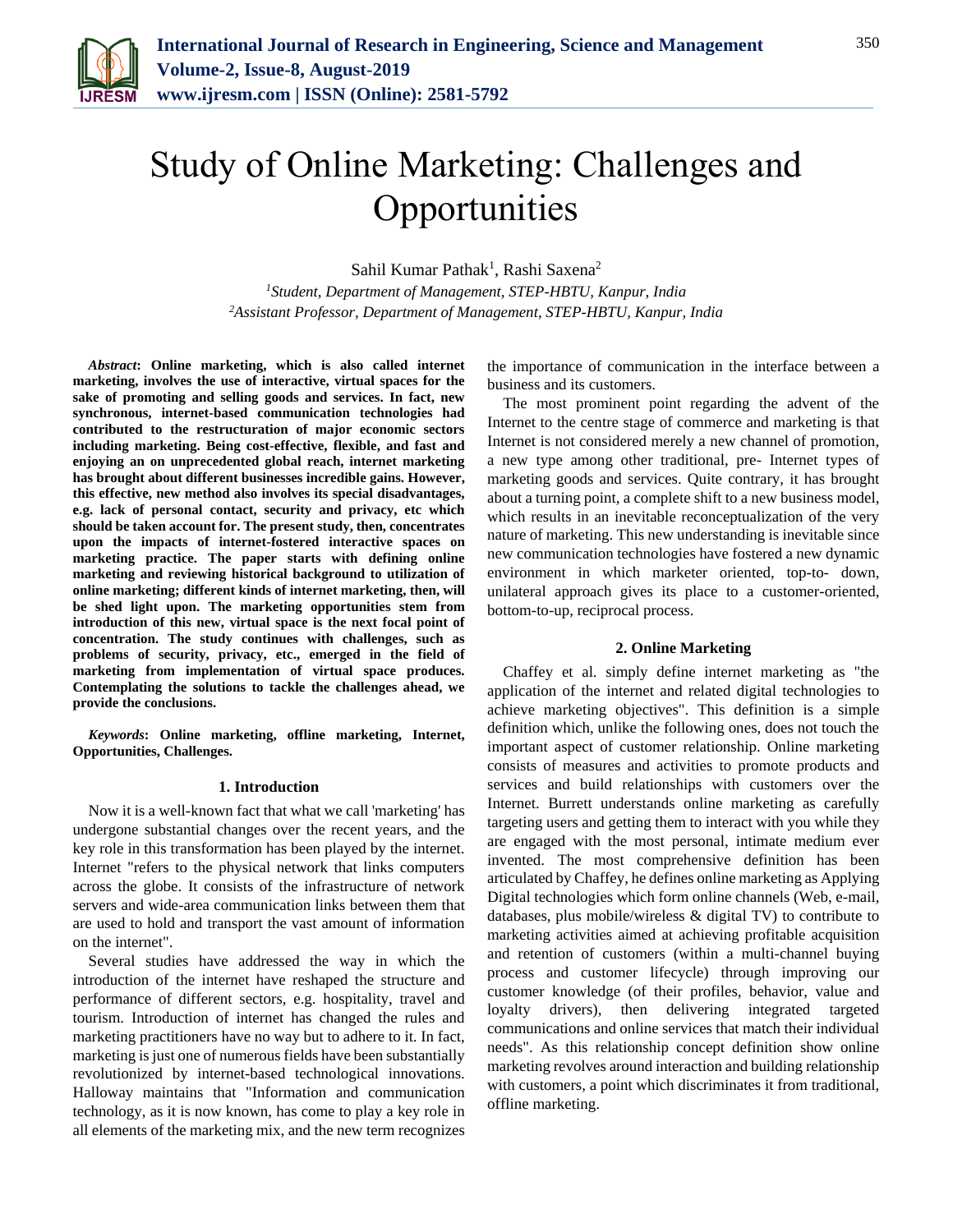# Study of Online Marketing: Challenges and Opportunities

Sahil Kumar Pathak[1], Rashi Saxena[2]

[1]*Student, Department of Management, STEP-HBTU, Kanpur, India*
[2]*Assistant Professor, Department of Management, STEP-HBTU, Kanpur, India*

***Abstract*: Online marketing, which is also called internet marketing, involves the use of interactive, virtual spaces for the sake of promoting and selling goods and services. In fact, new synchronous, internet-based communication technologies had contributed to the restructuration of major economic sectors including marketing. Being cost-effective, flexible, and fast and enjoying an on unprecedented global reach, internet marketing has brought about different businesses incredible gains. However, this effective, new method also involves its special disadvantages, e.g. lack of personal contact, security and privacy, etc which should be taken account for. The present study, then, concentrates upon the impacts of internet-fostered interactive spaces on marketing practice. The paper starts with defining online marketing and reviewing historical background to utilization of online marketing; different kinds of internet marketing, then, will be shed light upon. The marketing opportunities stem from introduction of this new, virtual space is the next focal point of concentration. The study continues with challenges, such as problems of security, privacy, etc., emerged in the field of marketing from implementation of virtual space produces. Contemplating the solutions to tackle the challenges ahead, we provide the conclusions.**

***Keywords*: Online marketing, offline marketing, Internet, Opportunities, Challenges.**

## 1. Introduction

Now it is a well-known fact that what we call 'marketing' has undergone substantial changes over the recent years, and the key role in this transformation has been played by the internet. Internet "refers to the physical network that links computers across the globe. It consists of the infrastructure of network servers and wide-area communication links between them that are used to hold and transport the vast amount of information on the internet".

Several studies have addressed the way in which the introduction of the internet have reshaped the structure and performance of different sectors, e.g. hospitality, travel and tourism. Introduction of internet has changed the rules and marketing practitioners have no way but to adhere to it. In fact, marketing is just one of numerous fields have been substantially revolutionized by internet-based technological innovations. Halloway maintains that "Information and communication technology, as it is now known, has come to play a key role in all elements of the marketing mix, and the new term recognizes the importance of communication in the interface between a business and its customers.

The most prominent point regarding the advent of the Internet to the centre stage of commerce and marketing is that Internet is not considered merely a new channel of promotion, a new type among other traditional, pre- Internet types of marketing goods and services. Quite contrary, it has brought about a turning point, a complete shift to a new business model, which results in an inevitable reconceptualization of the very nature of marketing. This new understanding is inevitable since new communication technologies have fostered a new dynamic environment in which marketer oriented, top-to- down, unilateral approach gives its place to a customer-oriented, bottom-to-up, reciprocal process.

## 2. Online Marketing

Chaffey et al. simply define internet marketing as "the application of the internet and related digital technologies to achieve marketing objectives". This definition is a simple definition which, unlike the following ones, does not touch the important aspect of customer relationship. Online marketing consists of measures and activities to promote products and services and build relationships with customers over the Internet. Burrett understands online marketing as carefully targeting users and getting them to interact with you while they are engaged with the most personal, intimate medium ever invented. The most comprehensive definition has been articulated by Chaffey, he defines online marketing as Applying Digital technologies which form online channels (Web, e-mail, databases, plus mobile/wireless & digital TV) to contribute to marketing activities aimed at achieving profitable acquisition and retention of customers (within a multi-channel buying process and customer lifecycle) through improving our customer knowledge (of their profiles, behavior, value and loyalty drivers), then delivering integrated targeted communications and online services that match their individual needs". As this relationship concept definition show online marketing revolves around interaction and building relationship with customers, a point which discriminates it from traditional, offline marketing.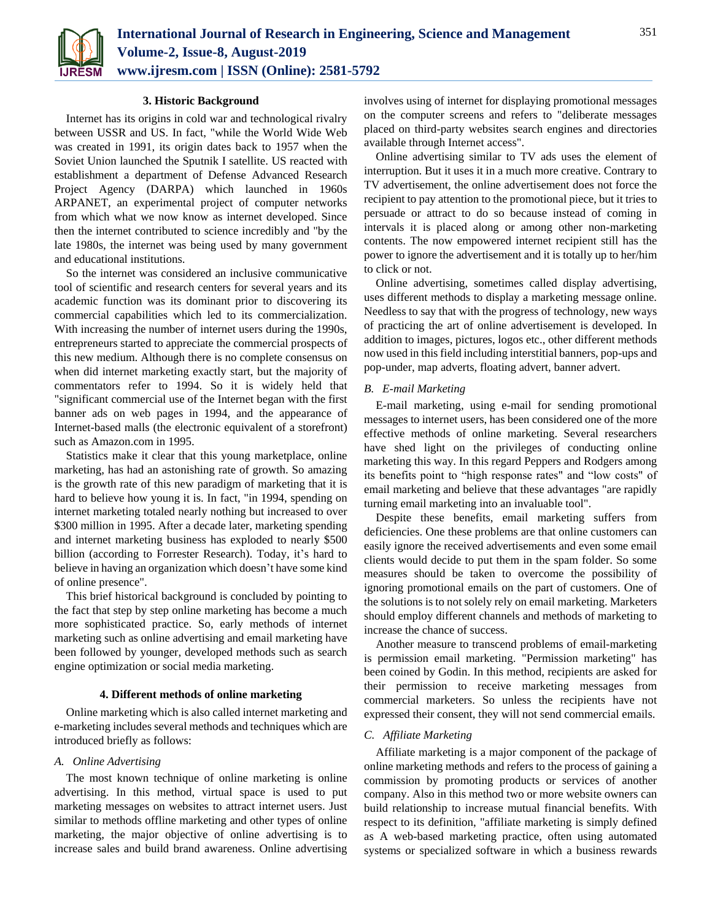### 3. Historic Background

Internet has its origins in cold war and technological rivalry between USSR and US. In fact, "while the World Wide Web was created in 1991, its origin dates back to 1957 when the Soviet Union launched the Sputnik I satellite. US reacted with establishment a department of Defense Advanced Research Project Agency (DARPA) which launched in 1960s ARPANET, an experimental project of computer networks from which what we now know as internet developed. Since then the internet contributed to science incredibly and "by the late 1980s, the internet was being used by many government and educational institutions.

So the internet was considered an inclusive communicative tool of scientific and research centers for several years and its academic function was its dominant prior to discovering its commercial capabilities which led to its commercialization. With increasing the number of internet users during the 1990s, entrepreneurs started to appreciate the commercial prospects of this new medium. Although there is no complete consensus on when did internet marketing exactly start, but the majority of commentators refer to 1994. So it is widely held that "significant commercial use of the Internet began with the first banner ads on web pages in 1994, and the appearance of Internet-based malls (the electronic equivalent of a storefront) such as Amazon.com in 1995.

Statistics make it clear that this young marketplace, online marketing, has had an astonishing rate of growth. So amazing is the growth rate of this new paradigm of marketing that it is hard to believe how young it is. In fact, "in 1994, spending on internet marketing totaled nearly nothing but increased to over $300 million in 1995. After a decade later, marketing spending and internet marketing business has exploded to nearly $500 billion (according to Forrester Research). Today, it's hard to believe in having an organization which doesn't have some kind of online presence".

This brief historical background is concluded by pointing to the fact that step by step online marketing has become a much more sophisticated practice. So, early methods of internet marketing such as online advertising and email marketing have been followed by younger, developed methods such as search engine optimization or social media marketing.

### 4. Different methods of online marketing

Online marketing which is also called internet marketing and e-marketing includes several methods and techniques which are introduced briefly as follows:

#### *A. Online Advertising*

The most known technique of online marketing is online advertising. In this method, virtual space is used to put marketing messages on websites to attract internet users. Just similar to methods offline marketing and other types of online marketing, the major objective of online advertising is to increase sales and build brand awareness. Online advertising involves using of internet for displaying promotional messages on the computer screens and refers to "deliberate messages placed on third-party websites search engines and directories available through Internet access".

Online advertising similar to TV ads uses the element of interruption. But it uses it in a much more creative. Contrary to TV advertisement, the online advertisement does not force the recipient to pay attention to the promotional piece, but it tries to persuade or attract to do so because instead of coming in intervals it is placed along or among other non-marketing contents. The now empowered internet recipient still has the power to ignore the advertisement and it is totally up to her/him to click or not.

Online advertising, sometimes called display advertising, uses different methods to display a marketing message online. Needless to say that with the progress of technology, new ways of practicing the art of online advertisement is developed. In addition to images, pictures, logos etc., other different methods now used in this field including interstitial banners, pop-ups and pop-under, map adverts, floating advert, banner advert.

#### *B. E-mail Marketing*

E-mail marketing, using e-mail for sending promotional messages to internet users, has been considered one of the more effective methods of online marketing. Several researchers have shed light on the privileges of conducting online marketing this way. In this regard Peppers and Rodgers among its benefits point to "high response rates" and "low costs" of email marketing and believe that these advantages "are rapidly turning email marketing into an invaluable tool".

Despite these benefits, email marketing suffers from deficiencies. One these problems are that online customers can easily ignore the received advertisements and even some email clients would decide to put them in the spam folder. So some measures should be taken to overcome the possibility of ignoring promotional emails on the part of customers. One of the solutions is to not solely rely on email marketing. Marketers should employ different channels and methods of marketing to increase the chance of success.

Another measure to transcend problems of email-marketing is permission email marketing. "Permission marketing" has been coined by Godin. In this method, recipients are asked for their permission to receive marketing messages from commercial marketers. So unless the recipients have not expressed their consent, they will not send commercial emails.

#### *C. Affiliate Marketing*

Affiliate marketing is a major component of the package of online marketing methods and refers to the process of gaining a commission by promoting products or services of another company. Also in this method two or more website owners can build relationship to increase mutual financial benefits. With respect to its definition, "affiliate marketing is simply defined as A web-based marketing practice, often using automated systems or specialized software in which a business rewards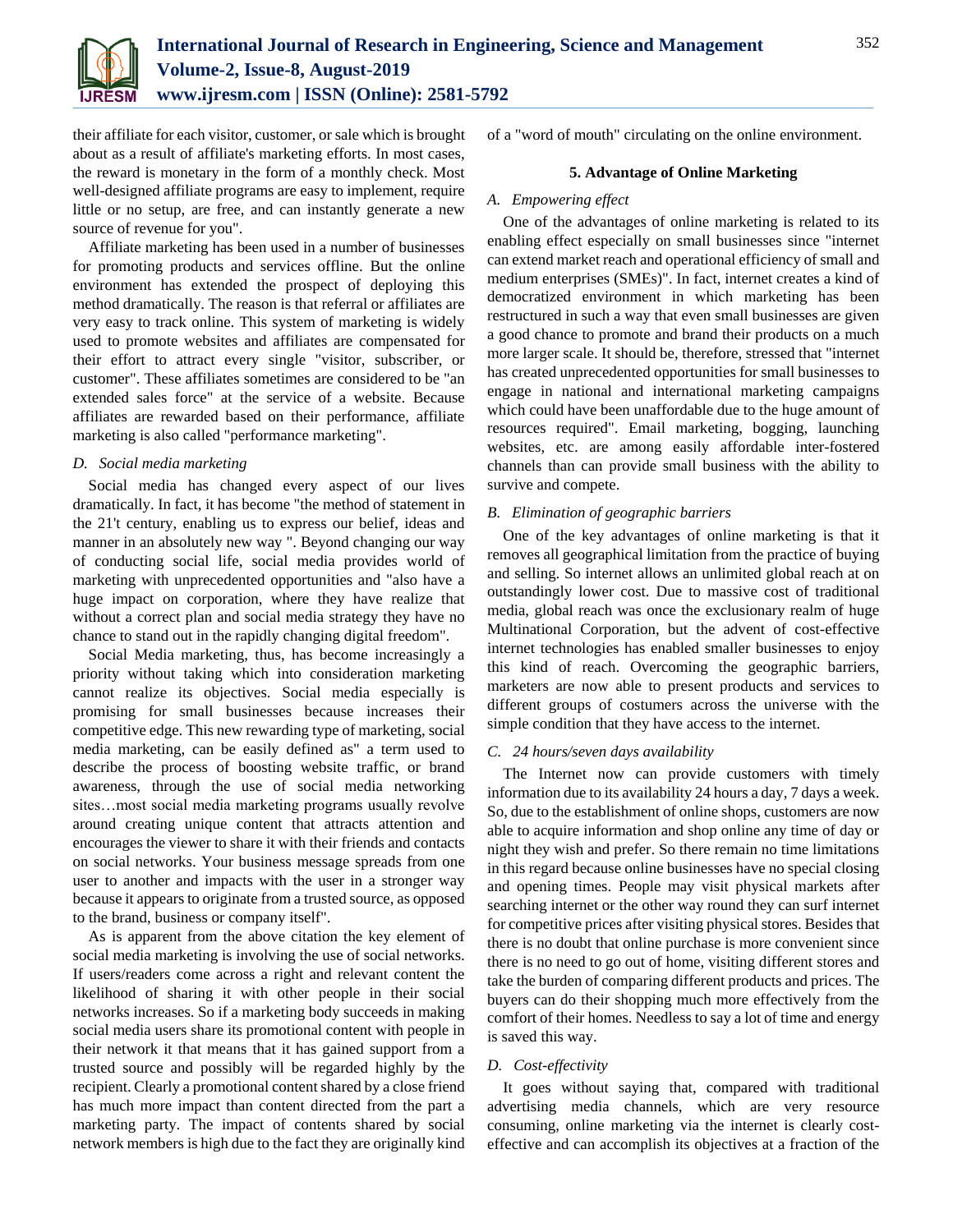their affiliate for each visitor, customer, or sale which is brought about as a result of affiliate's marketing efforts. In most cases, the reward is monetary in the form of a monthly check. Most well-designed affiliate programs are easy to implement, require little or no setup, are free, and can instantly generate a new source of revenue for you".

Affiliate marketing has been used in a number of businesses for promoting products and services offline. But the online environment has extended the prospect of deploying this method dramatically. The reason is that referral or affiliates are very easy to track online. This system of marketing is widely used to promote websites and affiliates are compensated for their effort to attract every single "visitor, subscriber, or customer". These affiliates sometimes are considered to be "an extended sales force" at the service of a website. Because affiliates are rewarded based on their performance, affiliate marketing is also called "performance marketing".

### *D. Social media marketing*

Social media has changed every aspect of our lives dramatically. In fact, it has become "the method of statement in the 21't century, enabling us to express our belief, ideas and manner in an absolutely new way ". Beyond changing our way of conducting social life, social media provides world of marketing with unprecedented opportunities and "also have a huge impact on corporation, where they have realize that without a correct plan and social media strategy they have no chance to stand out in the rapidly changing digital freedom".

Social Media marketing, thus, has become increasingly a priority without taking which into consideration marketing cannot realize its objectives. Social media especially is promising for small businesses because increases their competitive edge. This new rewarding type of marketing, social media marketing, can be easily defined as" a term used to describe the process of boosting website traffic, or brand awareness, through the use of social media networking sites…most social media marketing programs usually revolve around creating unique content that attracts attention and encourages the viewer to share it with their friends and contacts on social networks. Your business message spreads from one user to another and impacts with the user in a stronger way because it appears to originate from a trusted source, as opposed to the brand, business or company itself".

As is apparent from the above citation the key element of social media marketing is involving the use of social networks. If users/readers come across a right and relevant content the likelihood of sharing it with other people in their social networks increases. So if a marketing body succeeds in making social media users share its promotional content with people in their network it that means that it has gained support from a trusted source and possibly will be regarded highly by the recipient. Clearly a promotional content shared by a close friend has much more impact than content directed from the part a marketing party. The impact of contents shared by social network members is high due to the fact they are originally kind of a "word of mouth" circulating on the online environment.

## 5. Advantage of Online Marketing

### *A. Empowering effect*

One of the advantages of online marketing is related to its enabling effect especially on small businesses since "internet can extend market reach and operational efficiency of small and medium enterprises (SMEs)". In fact, internet creates a kind of democratized environment in which marketing has been restructured in such a way that even small businesses are given a good chance to promote and brand their products on a much more larger scale. It should be, therefore, stressed that "internet has created unprecedented opportunities for small businesses to engage in national and international marketing campaigns which could have been unaffordable due to the huge amount of resources required". Email marketing, bogging, launching websites, etc. are among easily affordable inter-fostered channels than can provide small business with the ability to survive and compete.

### *B. Elimination of geographic barriers*

One of the key advantages of online marketing is that it removes all geographical limitation from the practice of buying and selling. So internet allows an unlimited global reach at on outstandingly lower cost. Due to massive cost of traditional media, global reach was once the exclusionary realm of huge Multinational Corporation, but the advent of cost-effective internet technologies has enabled smaller businesses to enjoy this kind of reach. Overcoming the geographic barriers, marketers are now able to present products and services to different groups of costumers across the universe with the simple condition that they have access to the internet.

### *C. 24 hours/seven days availability*

The Internet now can provide customers with timely information due to its availability 24 hours a day, 7 days a week. So, due to the establishment of online shops, customers are now able to acquire information and shop online any time of day or night they wish and prefer. So there remain no time limitations in this regard because online businesses have no special closing and opening times. People may visit physical markets after searching internet or the other way round they can surf internet for competitive prices after visiting physical stores. Besides that there is no doubt that online purchase is more convenient since there is no need to go out of home, visiting different stores and take the burden of comparing different products and prices. The buyers can do their shopping much more effectively from the comfort of their homes. Needless to say a lot of time and energy is saved this way.

### *D. Cost-effectivity*

It goes without saying that, compared with traditional advertising media channels, which are very resource consuming, online marketing via the internet is clearly cost-effective and can accomplish its objectives at a fraction of the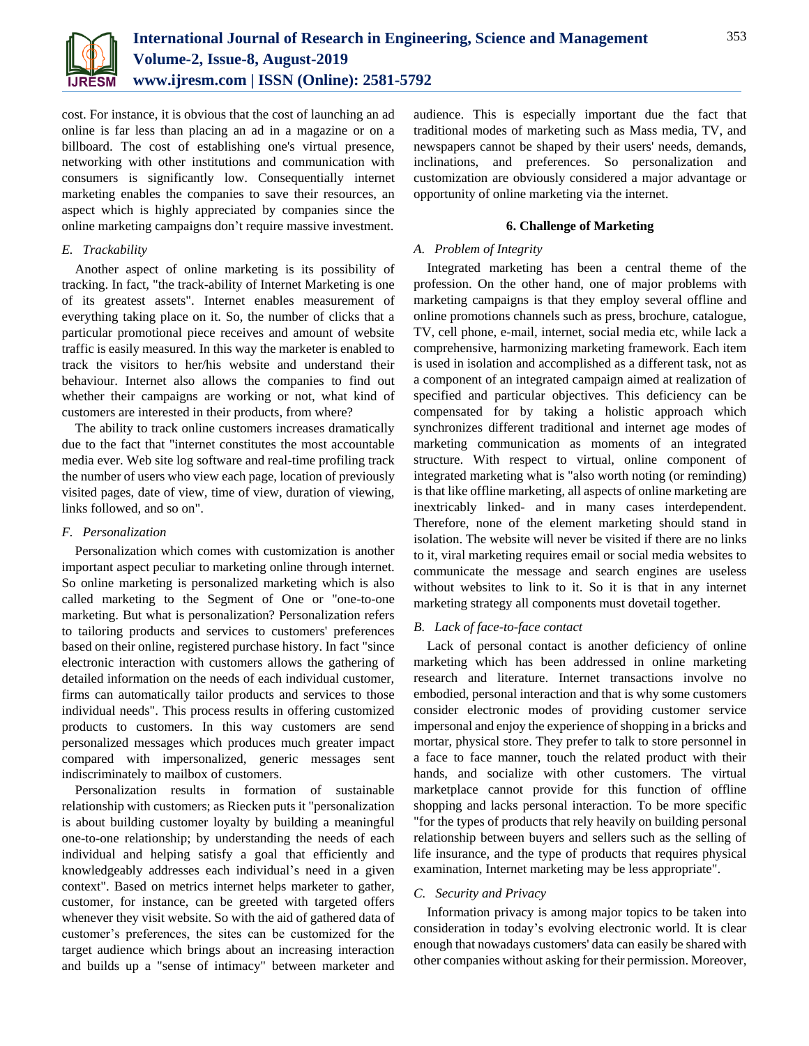cost. For instance, it is obvious that the cost of launching an ad online is far less than placing an ad in a magazine or on a billboard. The cost of establishing one's virtual presence, networking with other institutions and communication with consumers is significantly low. Consequentially internet marketing enables the companies to save their resources, an aspect which is highly appreciated by companies since the online marketing campaigns don't require massive investment.

### *E. Trackability*

Another aspect of online marketing is its possibility of tracking. In fact, "the track-ability of Internet Marketing is one of its greatest assets". Internet enables measurement of everything taking place on it. So, the number of clicks that a particular promotional piece receives and amount of website traffic is easily measured. In this way the marketer is enabled to track the visitors to her/his website and understand their behaviour. Internet also allows the companies to find out whether their campaigns are working or not, what kind of customers are interested in their products, from where?

The ability to track online customers increases dramatically due to the fact that "internet constitutes the most accountable media ever. Web site log software and real-time profiling track the number of users who view each page, location of previously visited pages, date of view, time of view, duration of viewing, links followed, and so on".

### *F. Personalization*

Personalization which comes with customization is another important aspect peculiar to marketing online through internet. So online marketing is personalized marketing which is also called marketing to the Segment of One or "one-to-one marketing. But what is personalization? Personalization refers to tailoring products and services to customers' preferences based on their online, registered purchase history. In fact "since electronic interaction with customers allows the gathering of detailed information on the needs of each individual customer, firms can automatically tailor products and services to those individual needs". This process results in offering customized products to customers. In this way customers are send personalized messages which produces much greater impact compared with impersonalized, generic messages sent indiscriminately to mailbox of customers.

Personalization results in formation of sustainable relationship with customers; as Riecken puts it "personalization is about building customer loyalty by building a meaningful one-to-one relationship; by understanding the needs of each individual and helping satisfy a goal that efficiently and knowledgeably addresses each individual's need in a given context". Based on metrics internet helps marketer to gather, customer, for instance, can be greeted with targeted offers whenever they visit website. So with the aid of gathered data of customer's preferences, the sites can be customized for the target audience which brings about an increasing interaction and builds up a "sense of intimacy" between marketer and audience. This is especially important due the fact that traditional modes of marketing such as Mass media, TV, and newspapers cannot be shaped by their users' needs, demands, inclinations, and preferences. So personalization and customization are obviously considered a major advantage or opportunity of online marketing via the internet.

## 6. Challenge of Marketing

### *A. Problem of Integrity*

Integrated marketing has been a central theme of the profession. On the other hand, one of major problems with marketing campaigns is that they employ several offline and online promotions channels such as press, brochure, catalogue, TV, cell phone, e-mail, internet, social media etc, while lack a comprehensive, harmonizing marketing framework. Each item is used in isolation and accomplished as a different task, not as a component of an integrated campaign aimed at realization of specified and particular objectives. This deficiency can be compensated for by taking a holistic approach which synchronizes different traditional and internet age modes of marketing communication as moments of an integrated structure. With respect to virtual, online component of integrated marketing what is "also worth noting (or reminding) is that like offline marketing, all aspects of online marketing are inextricably linked- and in many cases interdependent. Therefore, none of the element marketing should stand in isolation. The website will never be visited if there are no links to it, viral marketing requires email or social media websites to communicate the message and search engines are useless without websites to link to it. So it is that in any internet marketing strategy all components must dovetail together.

### *B. Lack of face-to-face contact*

Lack of personal contact is another deficiency of online marketing which has been addressed in online marketing research and literature. Internet transactions involve no embodied, personal interaction and that is why some customers consider electronic modes of providing customer service impersonal and enjoy the experience of shopping in a bricks and mortar, physical store. They prefer to talk to store personnel in a face to face manner, touch the related product with their hands, and socialize with other customers. The virtual marketplace cannot provide for this function of offline shopping and lacks personal interaction. To be more specific "for the types of products that rely heavily on building personal relationship between buyers and sellers such as the selling of life insurance, and the type of products that requires physical examination, Internet marketing may be less appropriate".

### *C. Security and Privacy*

Information privacy is among major topics to be taken into consideration in today's evolving electronic world. It is clear enough that nowadays customers' data can easily be shared with other companies without asking for their permission. Moreover,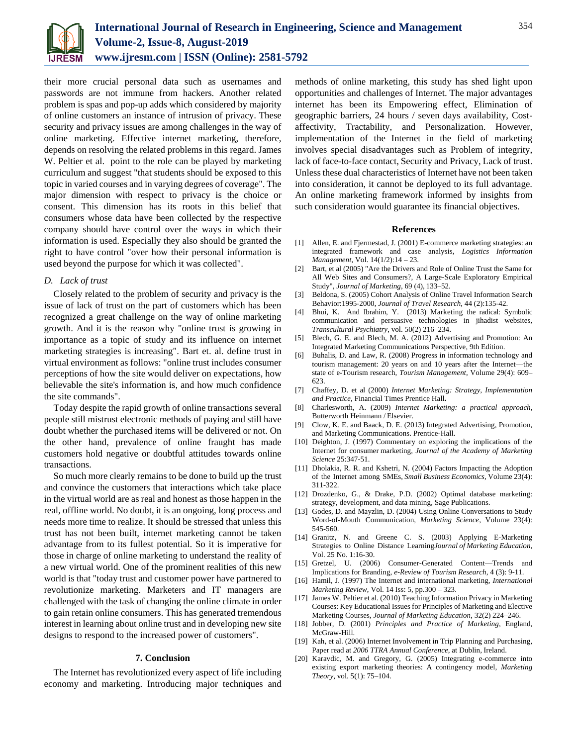their more crucial personal data such as usernames and passwords are not immune from hackers. Another related problem is spas and pop-up adds which considered by majority of online customers an instance of intrusion of privacy. These security and privacy issues are among challenges in the way of online marketing. Effective internet marketing, therefore, depends on resolving the related problems in this regard. James W. Peltier et al. point to the role can be played by marketing curriculum and suggest "that students should be exposed to this topic in varied courses and in varying degrees of coverage". The major dimension with respect to privacy is the choice or consent. This dimension has its roots in this belief that consumers whose data have been collected by the respective company should have control over the ways in which their information is used. Especially they also should be granted the right to have control "over how their personal information is used beyond the purpose for which it was collected".

### *D. Lack of trust*

Closely related to the problem of security and privacy is the issue of lack of trust on the part of customers which has been recognized a great challenge on the way of online marketing growth. And it is the reason why "online trust is growing in importance as a topic of study and its influence on internet marketing strategies is increasing". Bart et. al. define trust in virtual environment as follows: "online trust includes consumer perceptions of how the site would deliver on expectations, how believable the site's information is, and how much confidence the site commands".

Today despite the rapid growth of online transactions several people still mistrust electronic methods of paying and still have doubt whether the purchased items will be delivered or not. On the other hand, prevalence of online fraught has made customers hold negative or doubtful attitudes towards online transactions.

So much more clearly remains to be done to build up the trust and convince the customers that interactions which take place in the virtual world are as real and honest as those happen in the real, offline world. No doubt, it is an ongoing, long process and needs more time to realize. It should be stressed that unless this trust has not been built, internet marketing cannot be taken advantage from to its fullest potential. So it is imperative for those in charge of online marketing to understand the reality of a new virtual world. One of the prominent realities of this new world is that "today trust and customer power have partnered to revolutionize marketing. Marketers and IT managers are challenged with the task of changing the online climate in order to gain retain online consumers. This has generated tremendous interest in learning about online trust and in developing new site designs to respond to the increased power of customers".

## 7. Conclusion

The Internet has revolutionized every aspect of life including economy and marketing. Introducing major techniques and methods of online marketing, this study has shed light upon opportunities and challenges of Internet. The major advantages internet has been its Empowering effect, Elimination of geographic barriers, 24 hours / seven days availability, Cost-affectivity, Tractability, and Personalization. However, implementation of the Internet in the field of marketing involves special disadvantages such as Problem of integrity, lack of face-to-face contact, Security and Privacy, Lack of trust. Unless these dual characteristics of Internet have not been taken into consideration, it cannot be deployed to its full advantage. An online marketing framework informed by insights from such consideration would guarantee its financial objectives.

## References

[1] Allen, E. and Fjermestad, J. (2001) E-commerce marketing strategies: an integrated framework and case analysis, *Logistics Information Management*, Vol. 14(1/2):14 – 23.

[2] Bart, et al (2005) "Are the Drivers and Role of Online Trust the Same for All Web Sites and Consumers?, A Large-Scale Exploratory Empirical Study", *Journal of Marketing*, 69 (4), 133–52.

[3] Beldona, S. (2005) Cohort Analysis of Online Travel Information Search Behavior:1995-2000, *Journal of Travel Research*, 44 (2):135-42.

[4] Bhui, K. And Ibrahim, Y. (2013) Marketing the radical: Symbolic communication and persuasive technologies in jihadist websites, *Transcultural Psychiatry*, vol. 50(2) 216–234.

[5] Blech, G. E. and Blech, M. A. (2012) Advertising and Promotion: An Integrated Marketing Communications Perspective, 9th Edition.

[6] Buhalis, D. and Law, R. (2008) Progress in information technology and tourism management: 20 years on and 10 years after the Internet—the state of e-Tourism research, *Tourism Management*, Volume 29(4): 609–623.

[7] Chaffey, D. et al (2000) *Internet Marketing: Strategy, Implementation and Practice*, Financial Times Prentice Hall**.**

[8] Charlesworth, A. (2009) *Internet Marketing: a practical approach*, Butterworth Heinmann / Elsevier.

[9] Clow, K. E. and Baack, D. E. (2013) Integrated Advertising, Promotion, and Marketing Communications. Prentice-Hall.

[10] Deighton, J. (1997) Commentary on exploring the implications of the Internet for consumer marketing, *Journal of the Academy of Marketing Science* 25:347-51.

[11] Dholakia, R. R. and Kshetri, N. (2004) Factors Impacting the Adoption of the Internet among SMEs, *Small Business Economics*, Volume 23(4): 311-322.

[12] Drozdenko, G., & Drake, P.D. (2002) Optimal database marketing: strategy, development, and data mining, Sage Publications.

[13] Godes, D. and Mayzlin, D. (2004) Using Online Conversations to Study Word-of-Mouth Communication, *Marketing Science*, Volume 23(4): 545-560.

[14] Granitz, N. and Greene C. S. (2003) Applying E-Marketing Strategies to Online Distance Learning*Journal of Marketing Education*, Vol. 25 No. 1:16-30.

[15] Gretzel, U. (2006) Consumer-Generated Content—Trends and Implications for Branding, *e-Review of Tourism Research*, 4 (3): 9-11.

[16] Hamil, J. (1997) The Internet and international marketing, *International Marketing Review*, Vol. 14 Iss: 5, pp.300 – 323.

[17] James W. Peltier et al. (2010) Teaching Information Privacy in Marketing Courses: Key Educational Issues for Principles of Marketing and Elective Marketing Courses, *Journal of Marketing Education*, 32(2) 224–246.

[18] Jobber, D. (2001) *Principles and Practice of Marketing*, England, McGraw-Hill.

[19] Kah, et al. (2006) Internet Involvement in Trip Planning and Purchasing, Paper read at *2006 TTRA Annual Conference*, at Dublin, Ireland.

[20] Karavdic, M. and Gregory, G. (2005) Integrating e-commerce into existing export marketing theories: A contingency model, *Marketing Theory*, vol. 5(1): 75–104.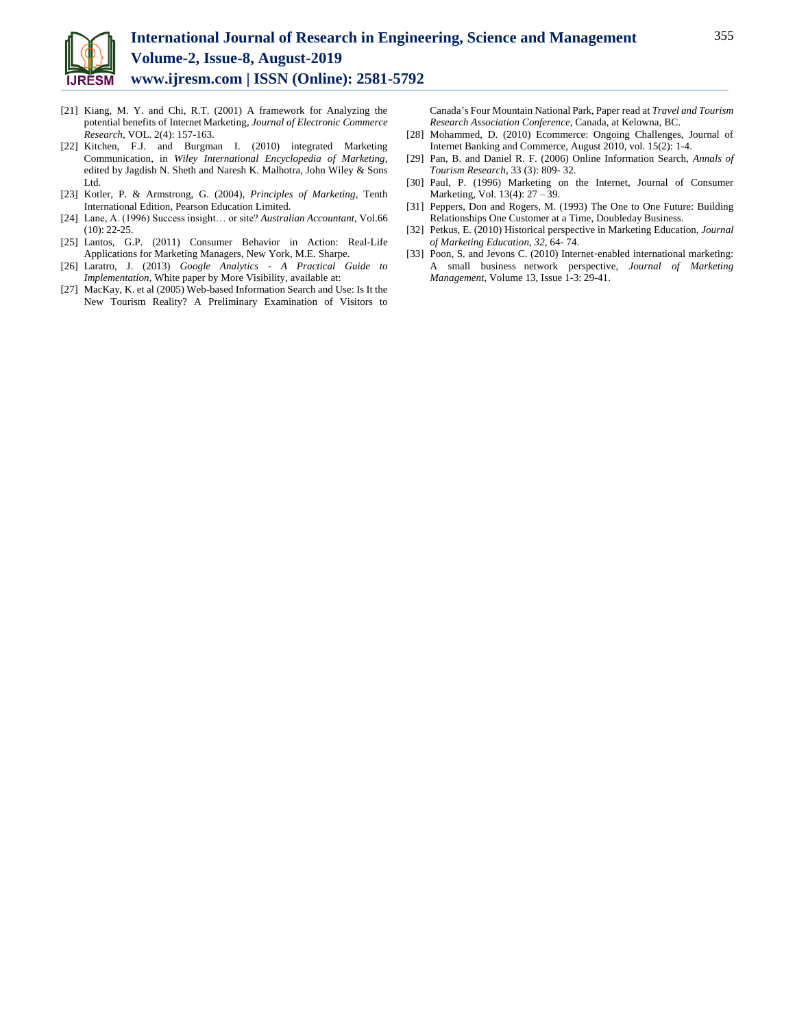[21] Kiang, M. Y. and Chi, R.T. (2001) A framework for Analyzing the potential benefits of Internet Marketing, *Journal of Electronic Commerce Research*, VOL. 2(4): 157-163.

[22] Kitchen, F.J. and Burgman I. (2010) integrated Marketing Communication, in *Wiley International Encyclopedia of Marketing*, edited by Jagdish N. Sheth and Naresh K. Malhotra, John Wiley & Sons Ltd.

[23] Kotler, P. & Armstrong, G. (2004), *Principles of Marketing*, Tenth International Edition, Pearson Education Limited.

[24] Lane, A. (1996) Success insight… or site? *Australian Accountant*, Vol.66 (10): 22-25.

[25] Lantos, G.P. (2011) Consumer Behavior in Action: Real-Life Applications for Marketing Managers, New York, M.E. Sharpe.

[26] Laratro, J. (2013) *Google Analytics - A Practical Guide to Implementation*, White paper by More Visibility, available at:

[27] MacKay, K. et al (2005) Web-based Information Search and Use: Is It the New Tourism Reality? A Preliminary Examination of Visitors to Canada's Four Mountain National Park, Paper read at *Travel and Tourism Research Association Conference*, Canada, at Kelowna, BC.

[28] Mohammed, D. (2010) Ecommerce: Ongoing Challenges, Journal of Internet Banking and Commerce, August 2010, vol. 15(2): 1-4.

[29] Pan, B. and Daniel R. F. (2006) Online Information Search, *Annals of Tourism Research*, 33 (3): 809- 32.

[30] Paul, P. (1996) Marketing on the Internet, Journal of Consumer Marketing, Vol. 13(4): 27 – 39.

[31] Peppers, Don and Rogers, M. (1993) The One to One Future: Building Relationships One Customer at a Time, Doubleday Business.

[32] Petkus, E. (2010) Historical perspective in Marketing Education, *Journal of Marketing Education*, *32*, 64- 74.

[33] Poon, S. and Jevons C. (2010) Internet-enabled international marketing: A small business network perspective, *Journal of Marketing Management*, Volume 13, Issue 1-3: 29-41.